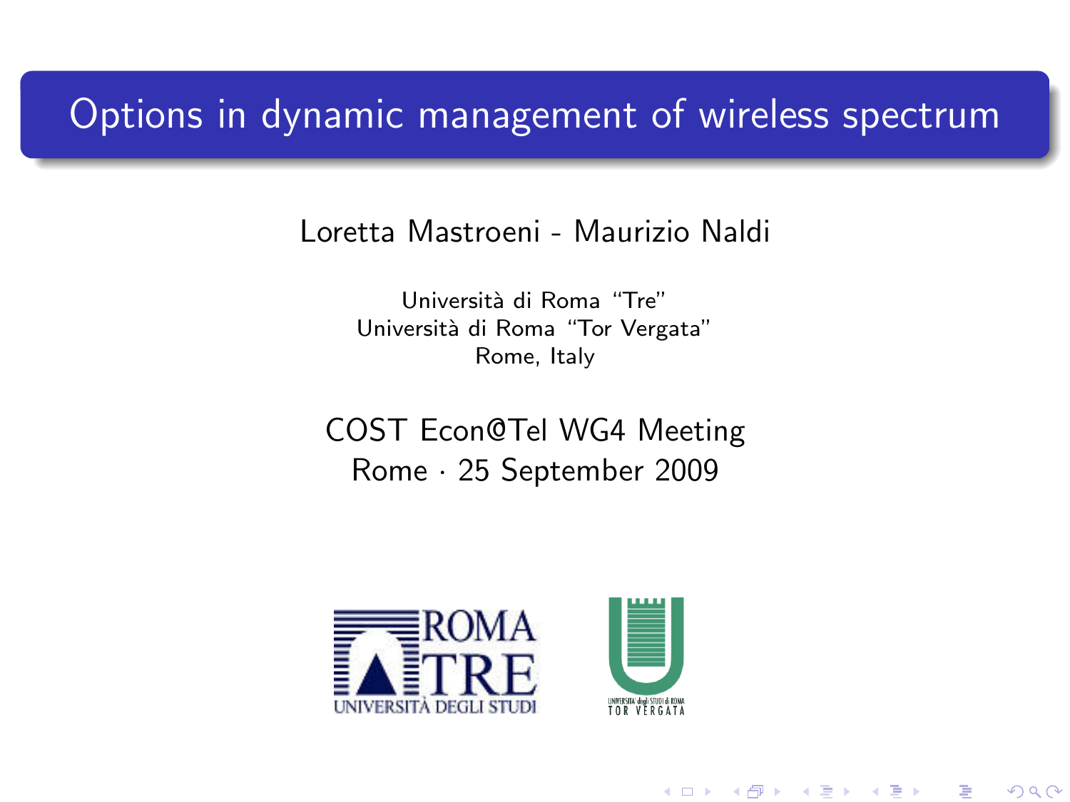# Options in dynamic management of wireless spectrum

Loretta Mastroeni - Maurizio Naldi

Università di Roma "Tre"
Università di Roma "Tor Vergata"
Rome, Italy

COST Econ@Tel WG4 Meeting
Rome · 25 September 2009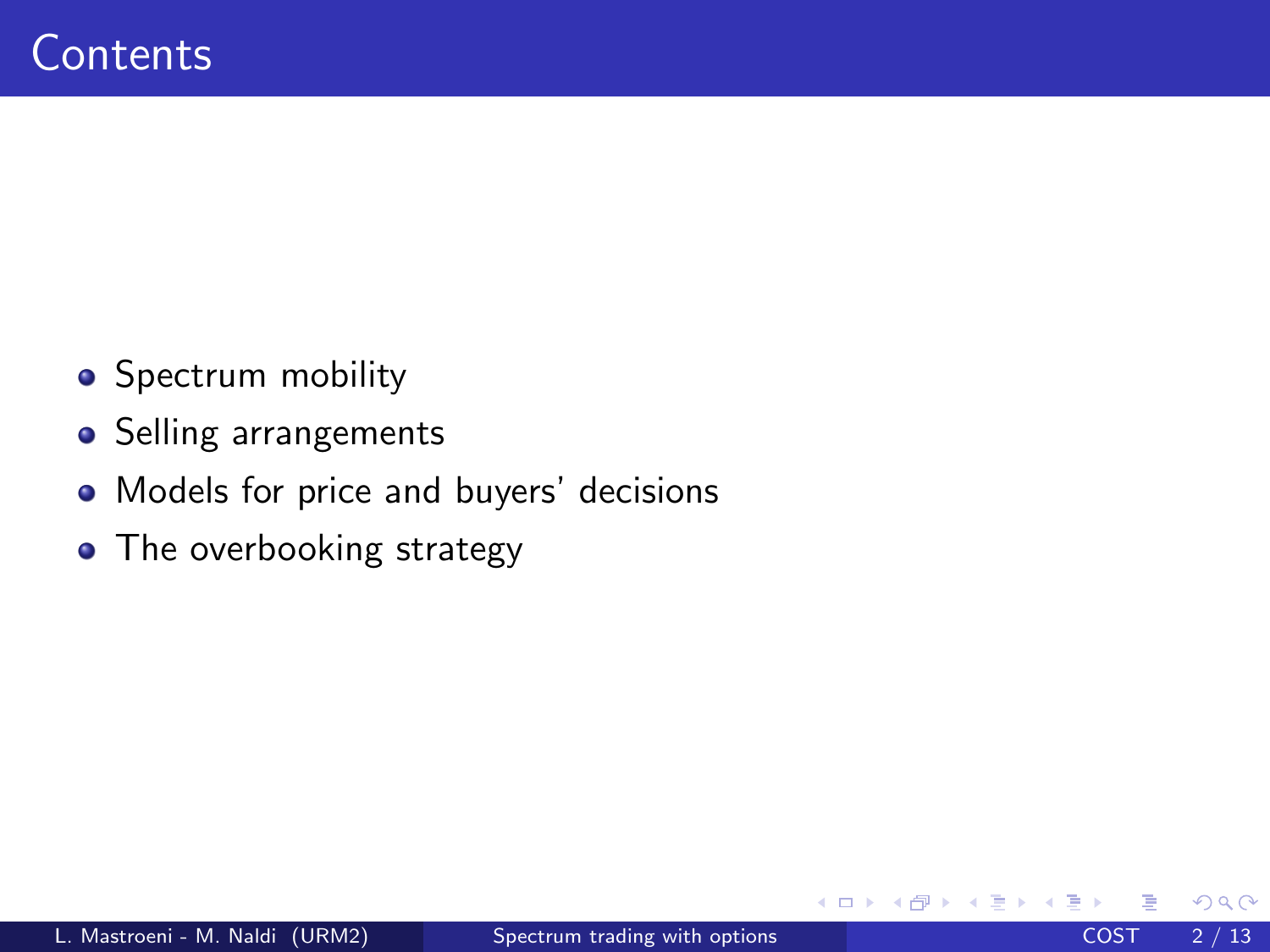# Contents

- Spectrum mobility
- Selling arrangements
- Models for price and buyers' decisions
- The overbooking strategy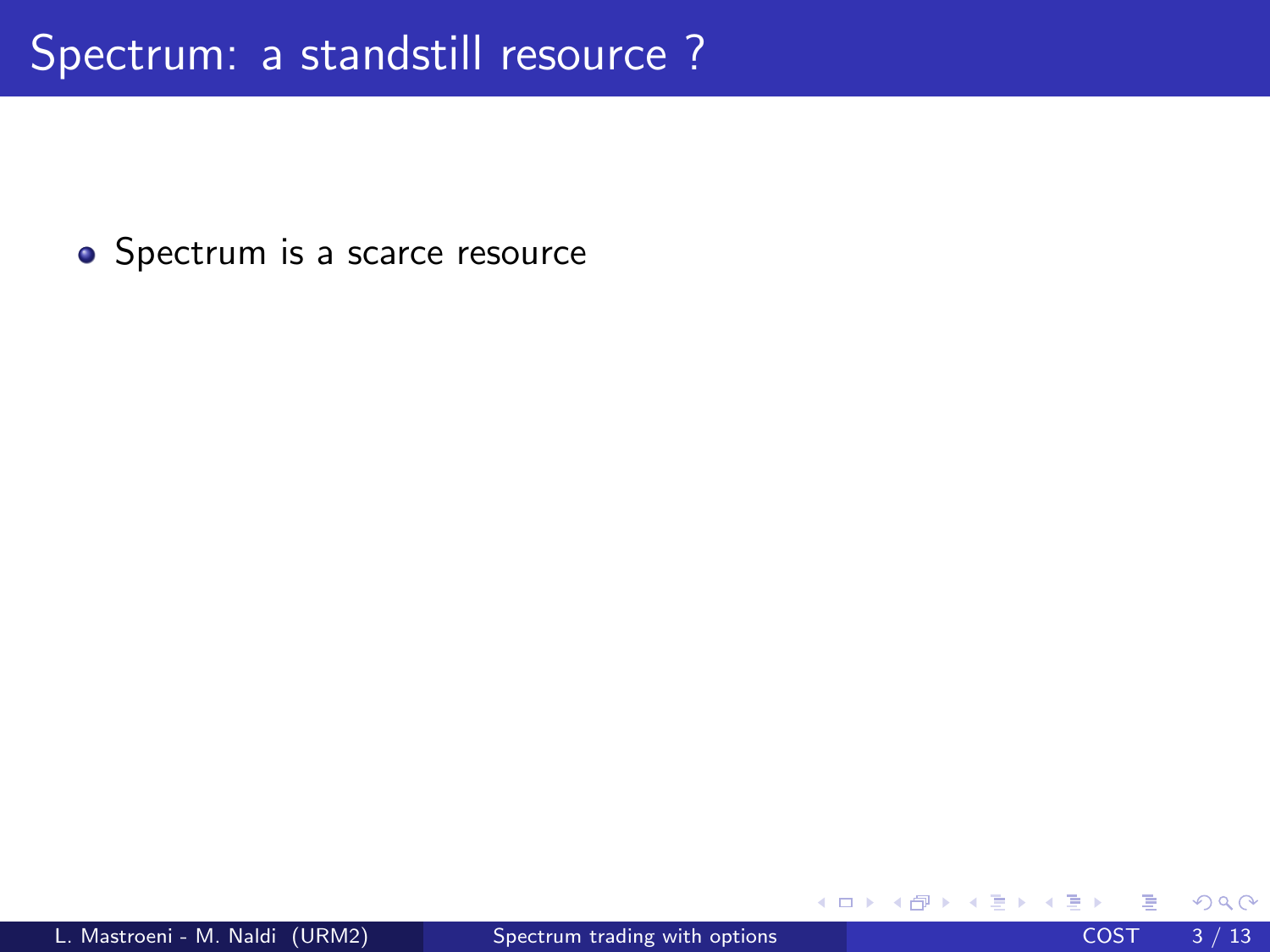# Spectrum: a standstill resource ?

- Spectrum is a scarce resource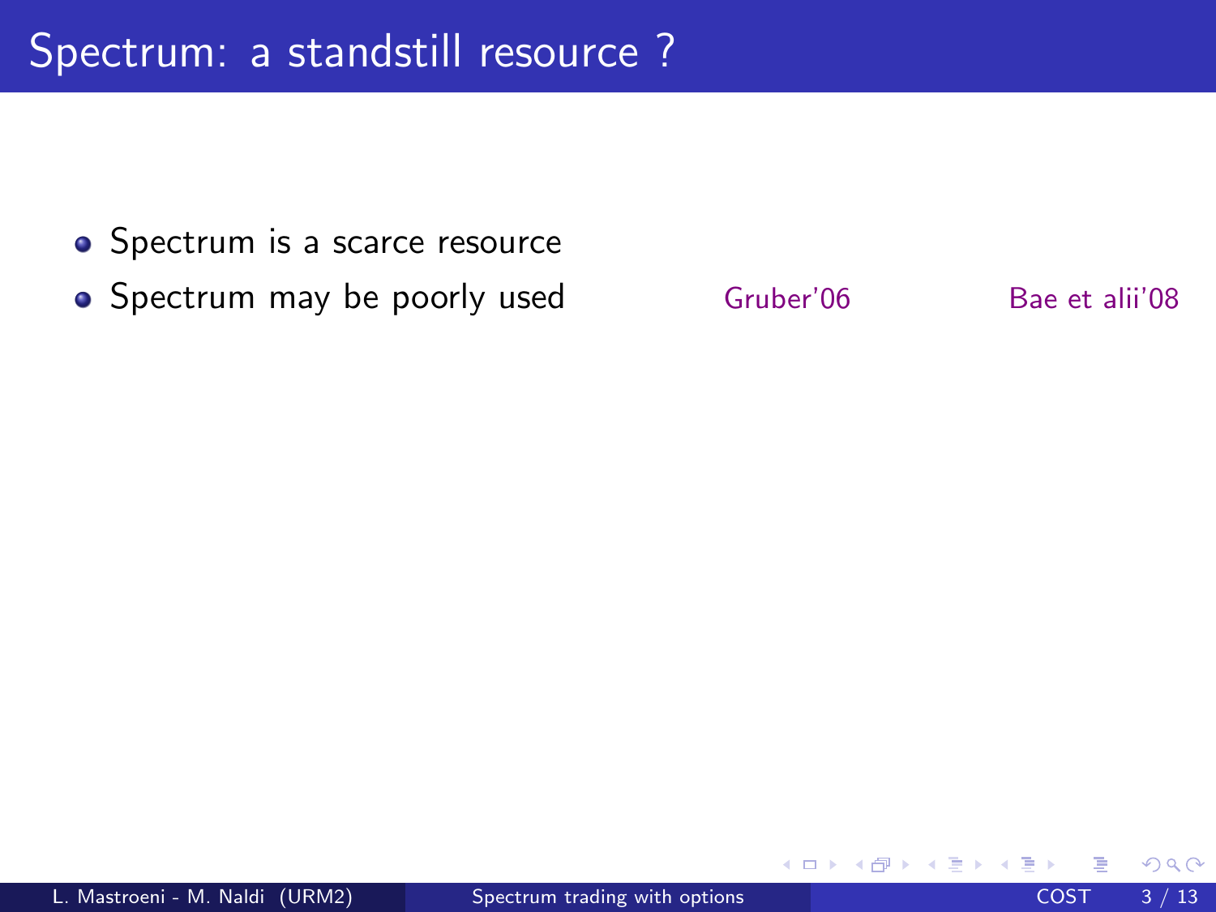# Spectrum: a standstill resource ?

- Spectrum is a scarce resource
- Spectrum may be poorly used    Gruber'06    Bae et alii'08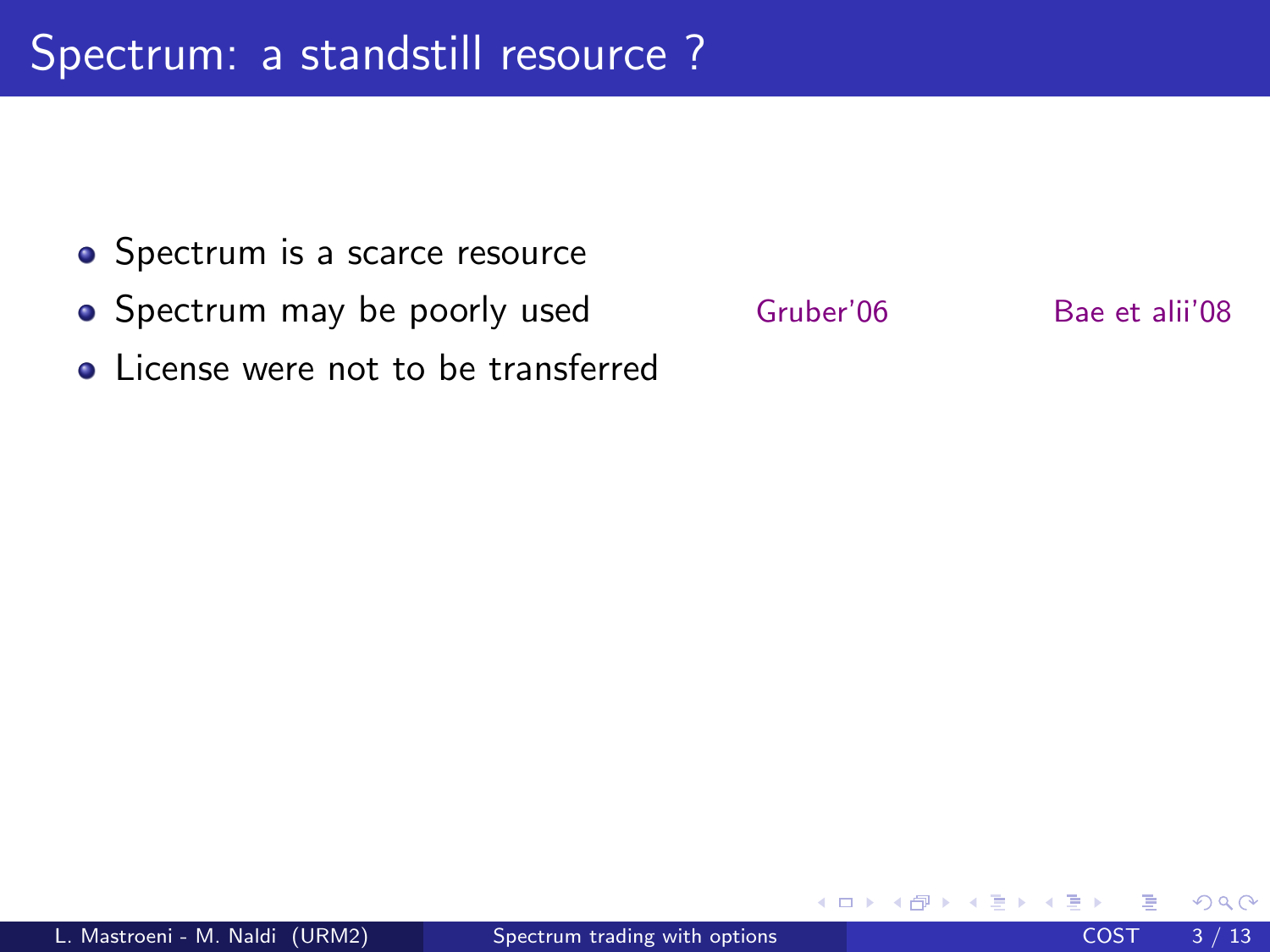# Spectrum: a standstill resource ?

- Spectrum is a scarce resource
- Spectrum may be poorly used  Gruber'06  Bae et alii'08
- License were not to be transferred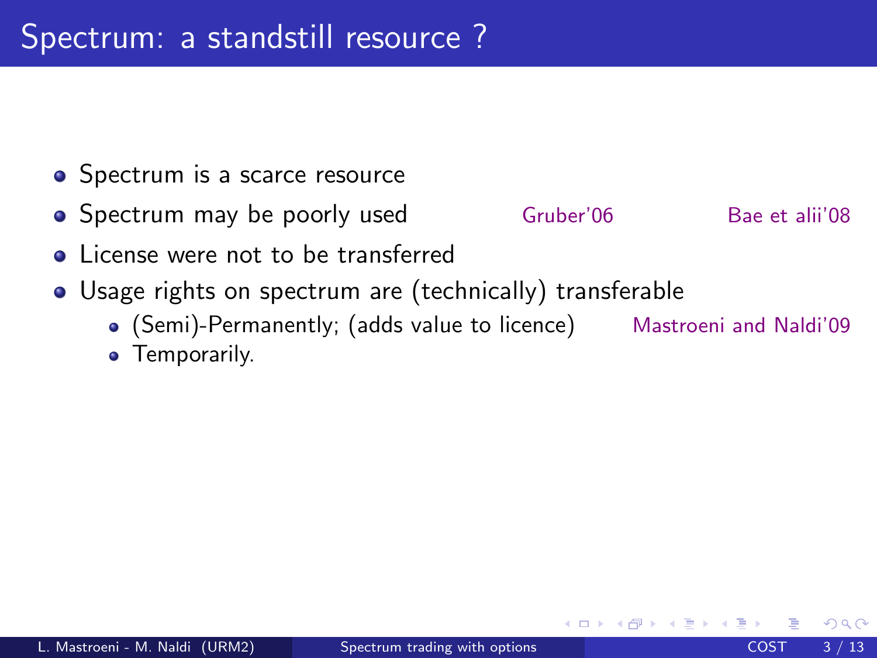# Spectrum: a standstill resource ?

- Spectrum is a scarce resource
- Spectrum may be poorly used Gruber'06 Bae et alii'08
- License were not to be transferred
- Usage rights on spectrum are (technically) transferable
  - (Semi)-Permanently; (adds value to licence) Mastroeni and Naldi'09
  - Temporarily.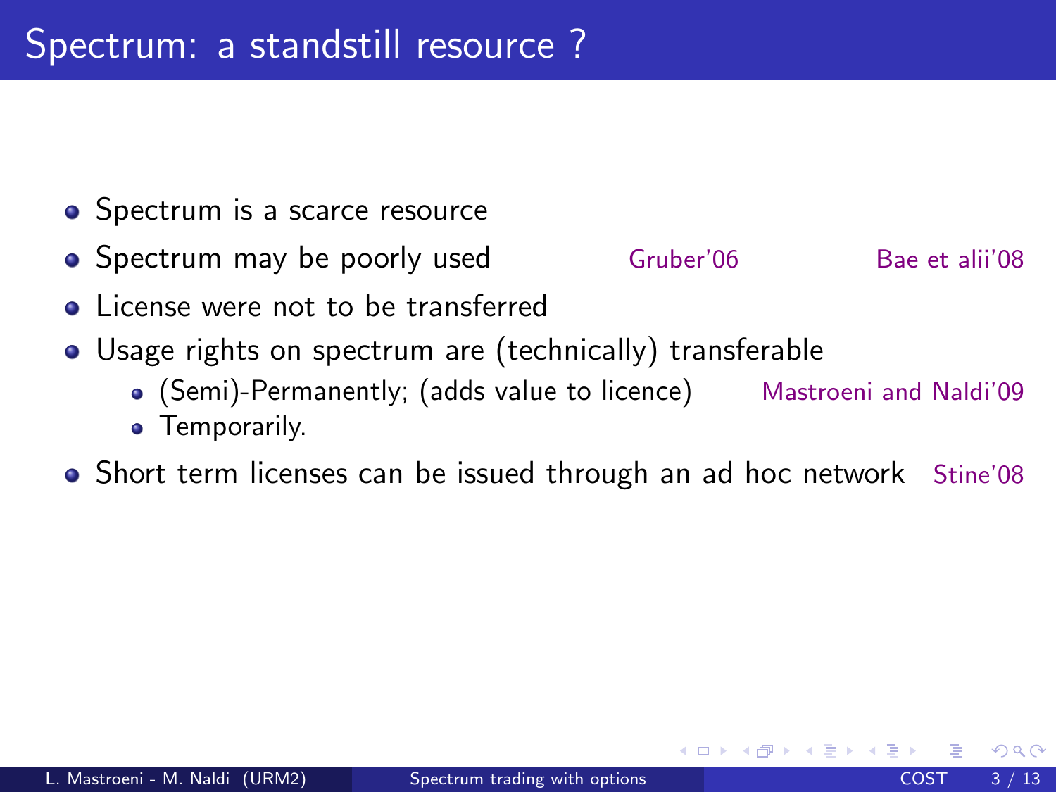# Spectrum: a standstill resource ?

- Spectrum is a scarce resource
- Spectrum may be poorly used — Gruber'06, Bae et alii'08
- License were not to be transferred
- Usage rights on spectrum are (technically) transferable
  - (Semi)-Permanently; (adds value to licence) — Mastroeni and Naldi'09
  - Temporarily.
- Short term licenses can be issued through an ad hoc network — Stine'08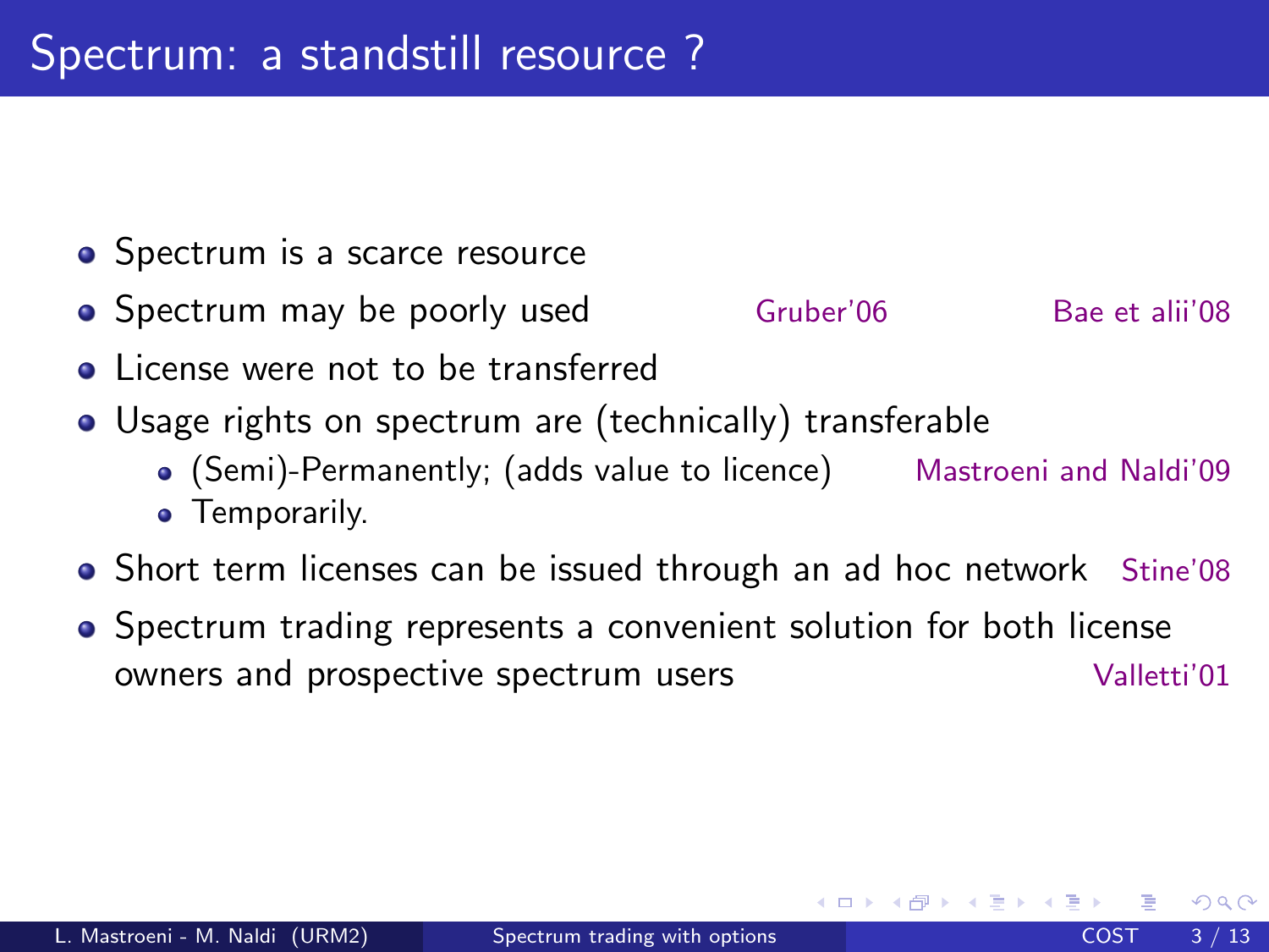# Spectrum: a standstill resource ?

- Spectrum is a scarce resource
- Spectrum may be poorly used — Gruber'06 — Bae et alii'08
- License were not to be transferred
- Usage rights on spectrum are (technically) transferable
  - (Semi)-Permanently; (adds value to licence) — Mastroeni and Naldi'09
  - Temporarily.
- Short term licenses can be issued through an ad hoc network — Stine'08
- Spectrum trading represents a convenient solution for both license owners and prospective spectrum users — Valletti'01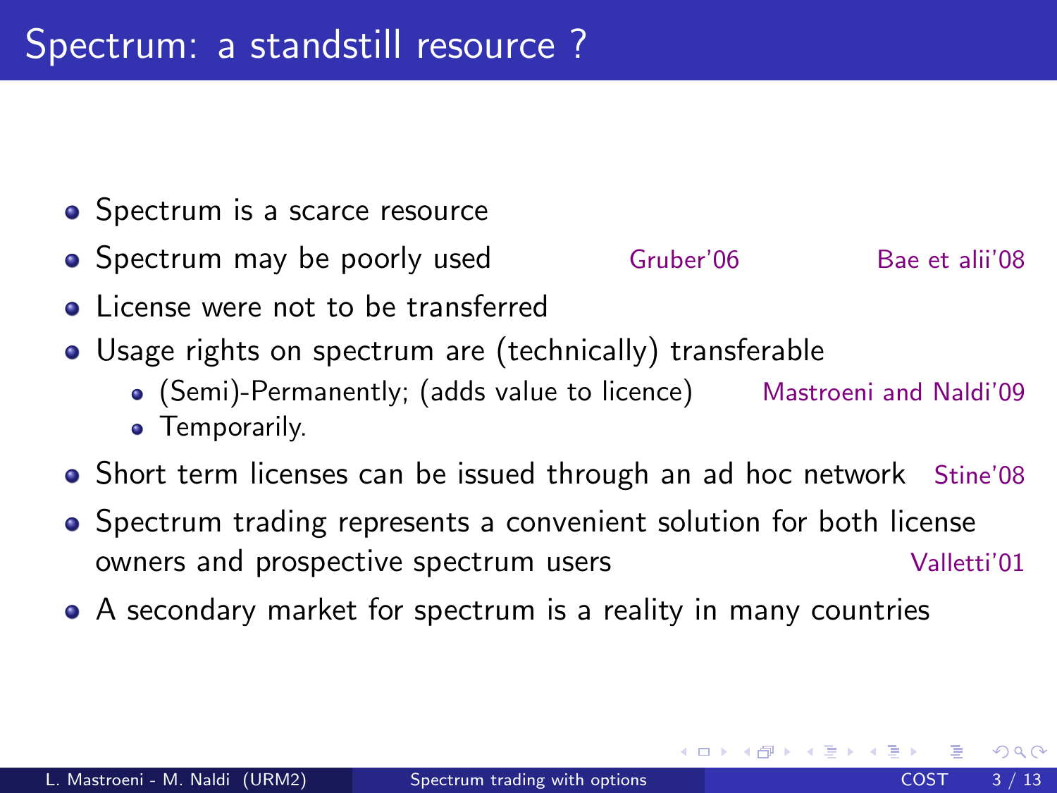# Spectrum: a standstill resource ?

- Spectrum is a scarce resource
- Spectrum may be poorly used — Gruber'06, Bae et alii'08
- License were not to be transferred
- Usage rights on spectrum are (technically) transferable
  - (Semi)-Permanently; (adds value to licence) — Mastroeni and Naldi'09
  - Temporarily.
- Short term licenses can be issued through an ad hoc network — Stine'08
- Spectrum trading represents a convenient solution for both license owners and prospective spectrum users — Valletti'01
- A secondary market for spectrum is a reality in many countries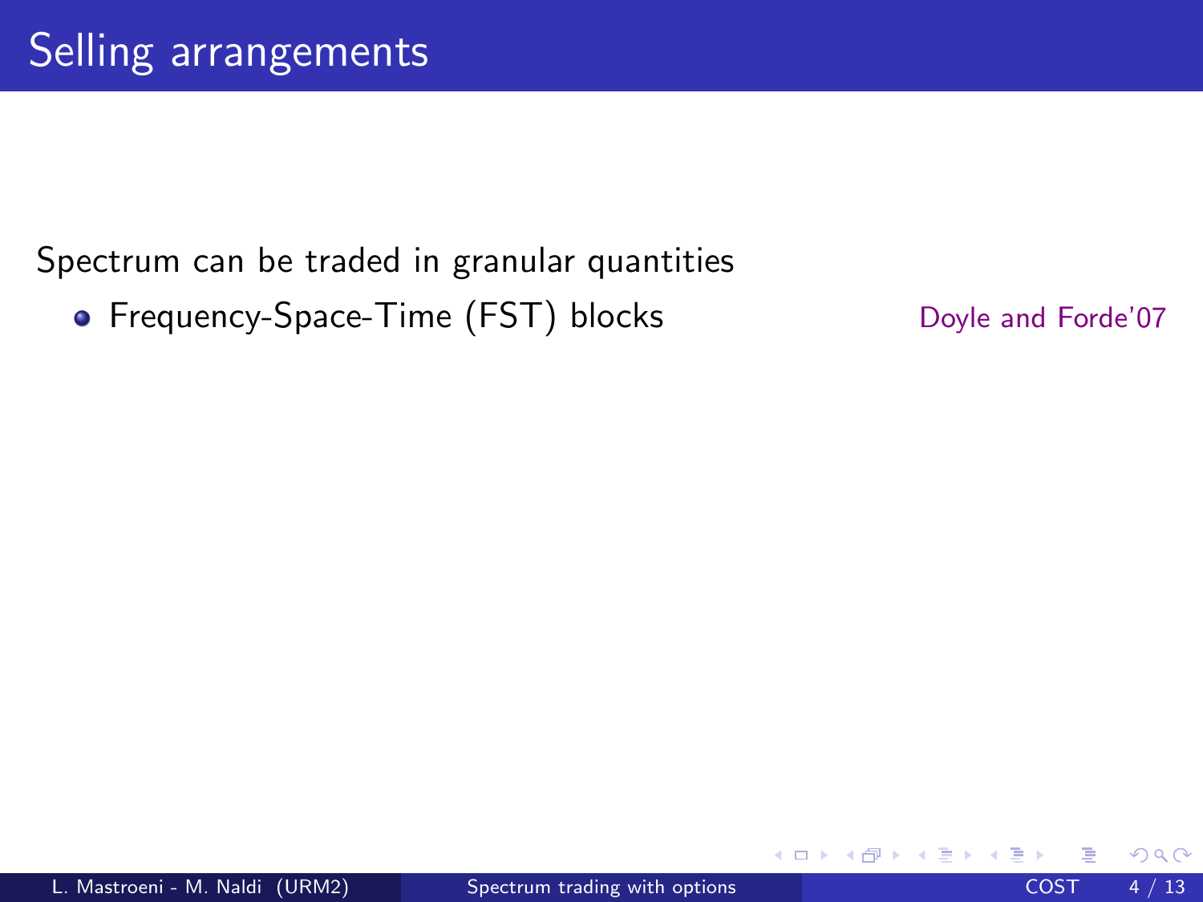# Selling arrangements

Spectrum can be traded in granular quantities

- Frequency-Space-Time (FST) blocks — Doyle and Forde'07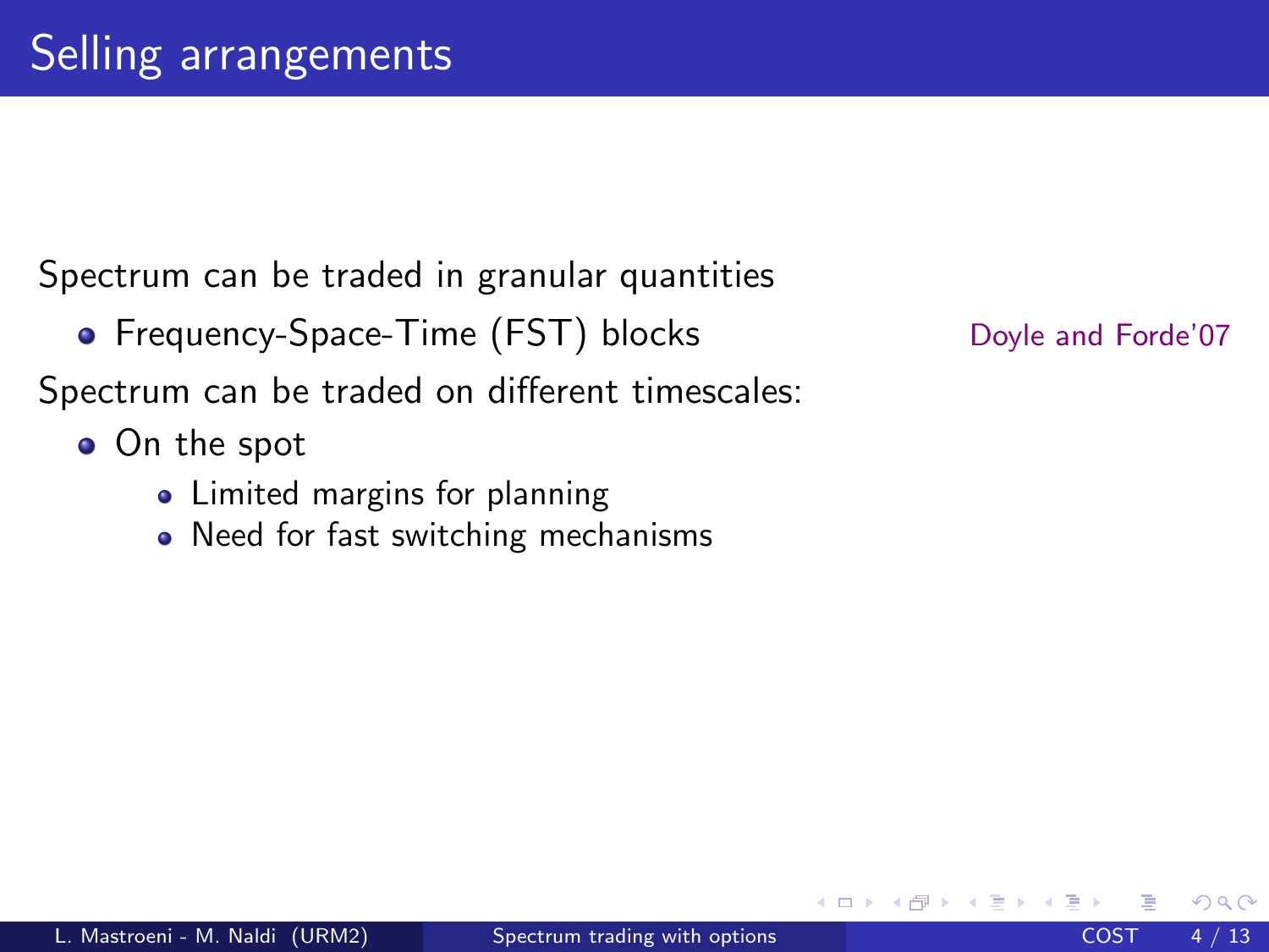# Selling arrangements

Spectrum can be traded in granular quantities

- Frequency-Space-Time (FST) blocks — Doyle and Forde'07

Spectrum can be traded on different timescales:

- On the spot
  - Limited margins for planning
  - Need for fast switching mechanisms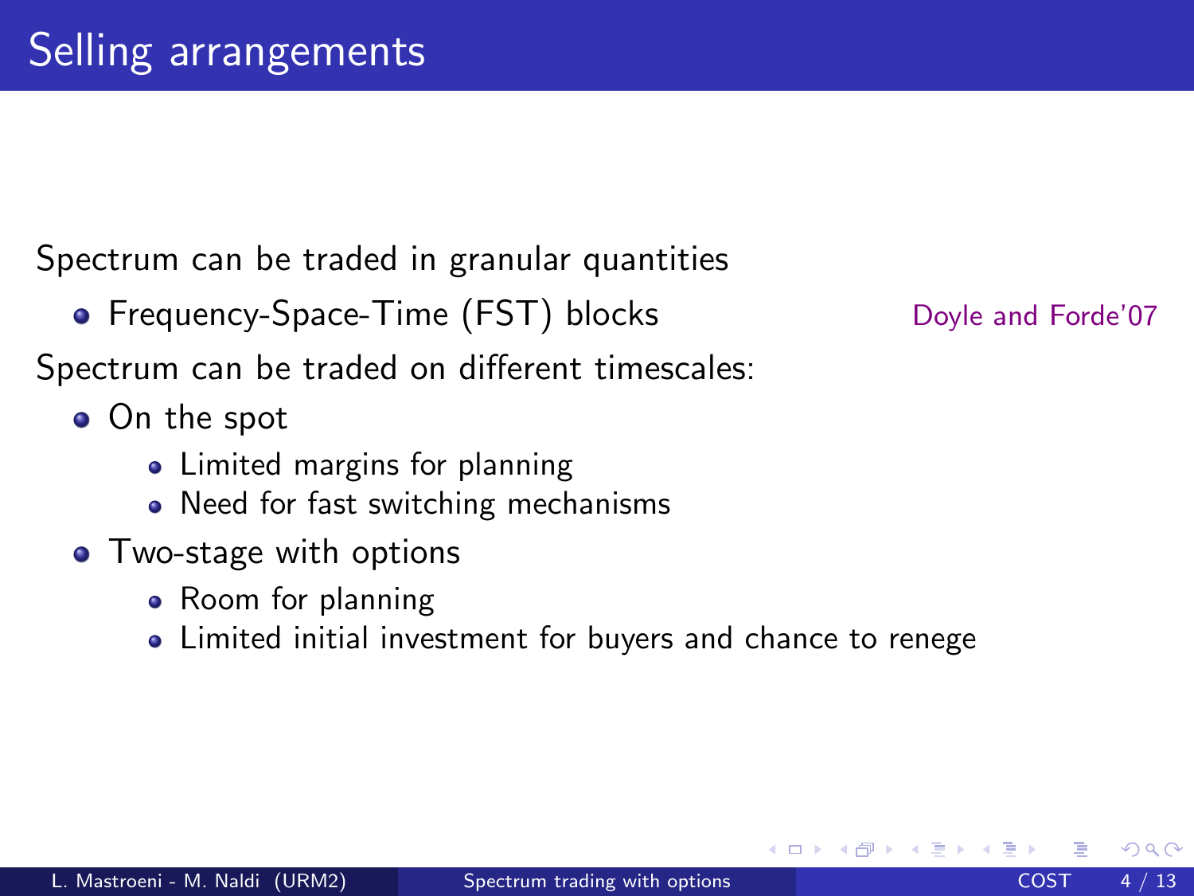# Selling arrangements

Spectrum can be traded in granular quantities

- Frequency-Space-Time (FST) blocks — Doyle and Forde'07

Spectrum can be traded on different timescales:

- On the spot
  - Limited margins for planning
  - Need for fast switching mechanisms
- Two-stage with options
  - Room for planning
  - Limited initial investment for buyers and chance to renege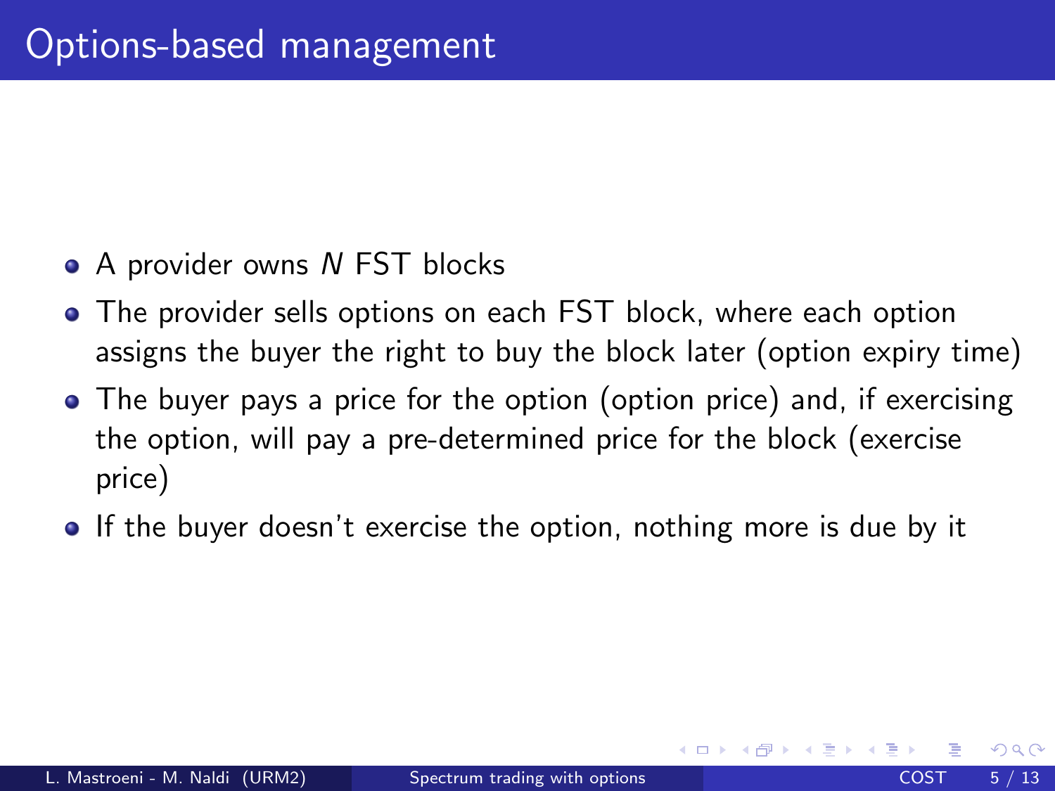# Options-based management

- A provider owns $N$ FST blocks
- The provider sells options on each FST block, where each option assigns the buyer the right to buy the block later (option expiry time)
- The buyer pays a price for the option (option price) and, if exercising the option, will pay a pre-determined price for the block (exercise price)
- If the buyer doesn't exercise the option, nothing more is due by it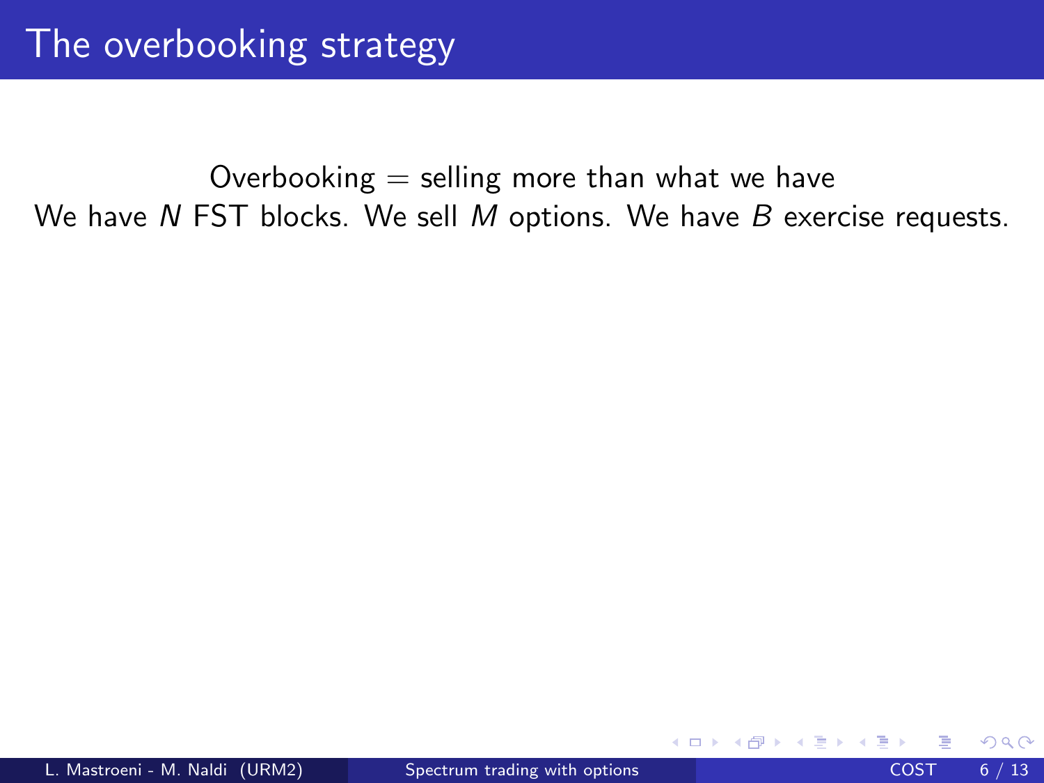# The overbooking strategy

Overbooking = selling more than what we have

We have $N$ FST blocks. We sell $M$ options. We have $B$ exercise requests.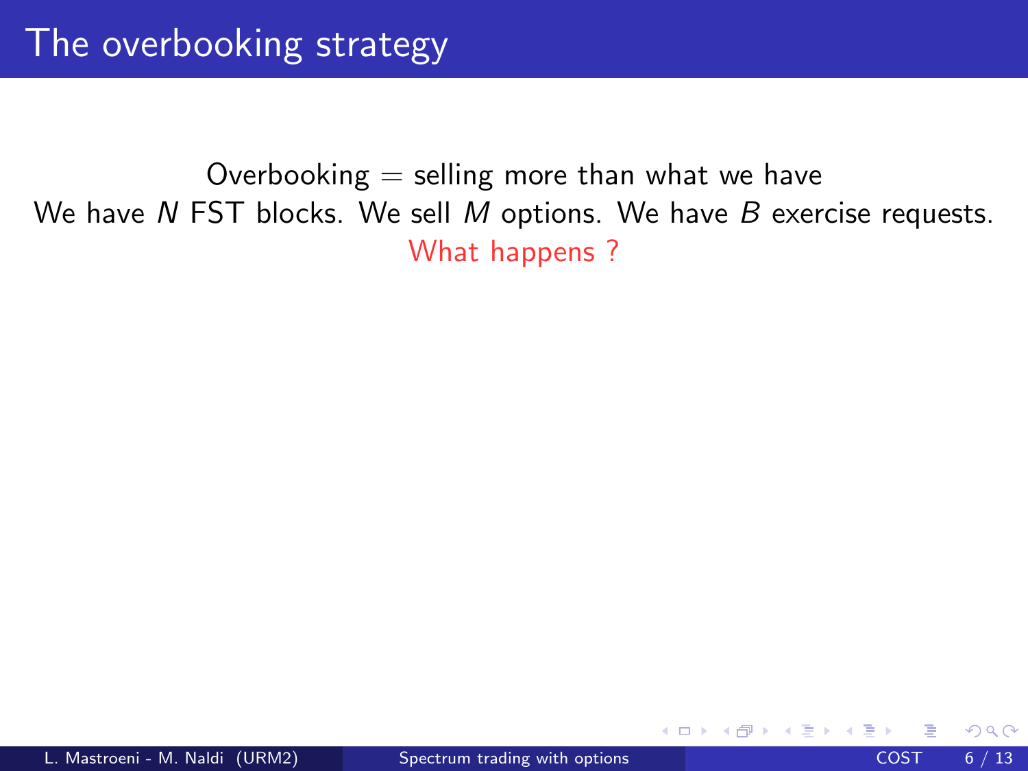# The overbooking strategy

Overbooking = selling more than what we have

We have $N$ FST blocks. We sell $M$ options. We have $B$ exercise requests.

What happens ?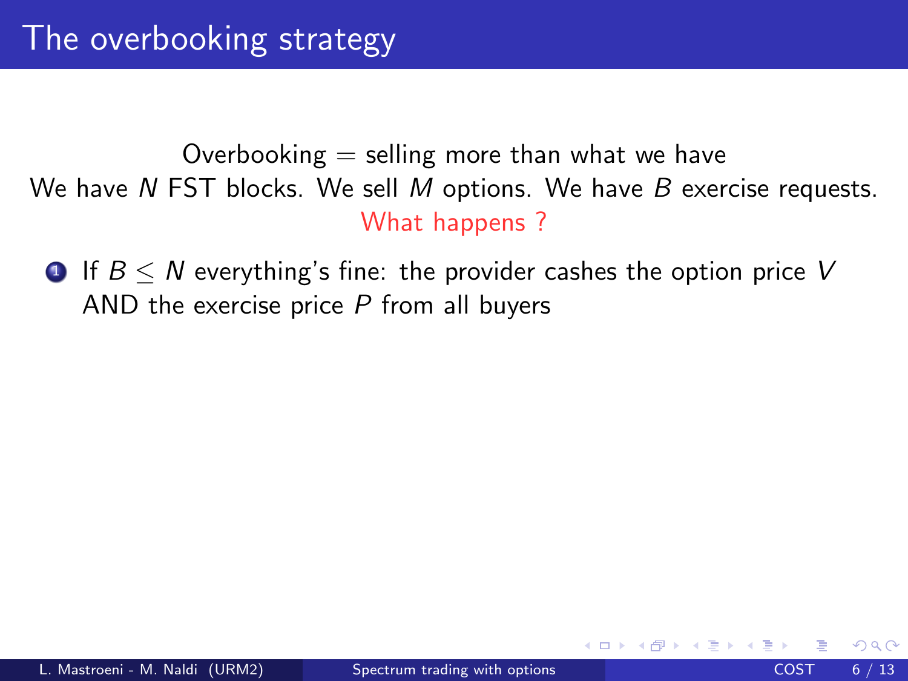# The overbooking strategy

Overbooking = selling more than what we have

We have $N$ FST blocks. We sell $M$ options. We have $B$ exercise requests.

What happens ?

1. If $B \leq N$ everything's fine: the provider cashes the option price $V$ AND the exercise price $P$ from all buyers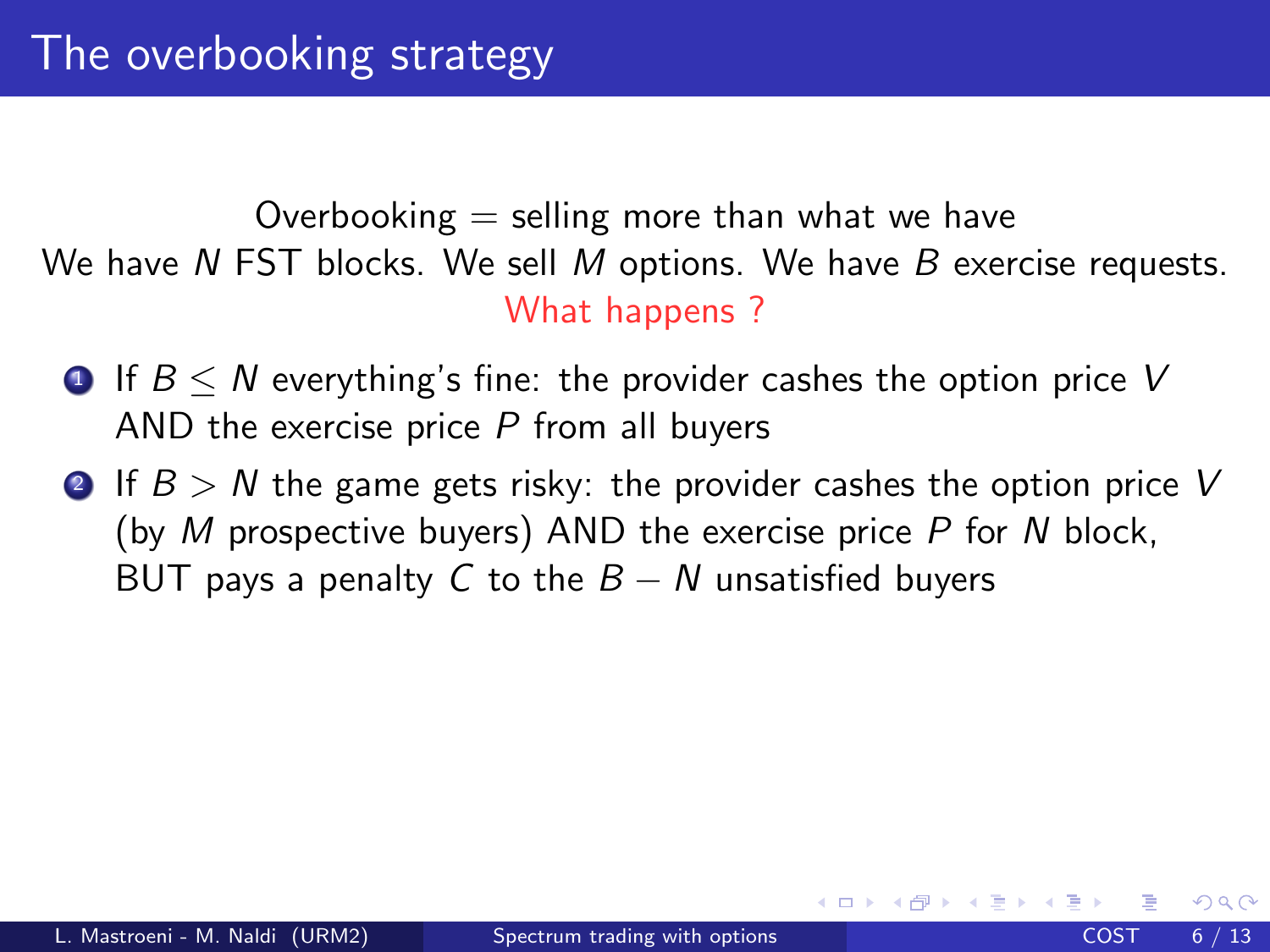# The overbooking strategy

Overbooking = selling more than what we have

We have $N$ FST blocks. We sell $M$ options. We have $B$ exercise requests.

What happens ?

1. If $B \leq N$ everything's fine: the provider cashes the option price $V$ AND the exercise price $P$ from all buyers
2. If $B > N$ the game gets risky: the provider cashes the option price $V$ (by $M$ prospective buyers) AND the exercise price $P$ for $N$ block, BUT pays a penalty $C$ to the $B - N$ unsatisfied buyers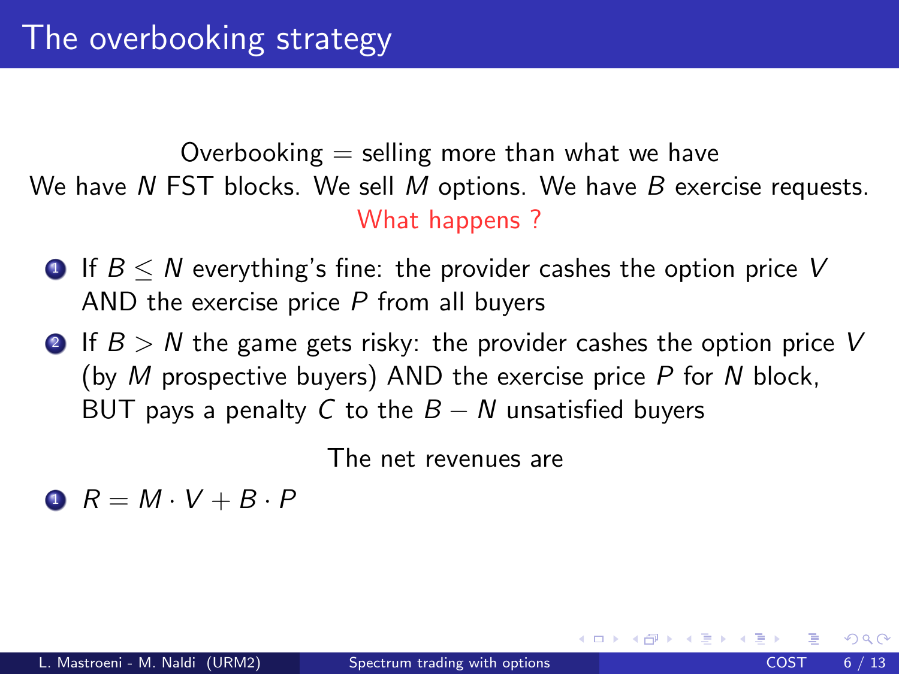# The overbooking strategy

Overbooking = selling more than what we have

We have $N$ FST blocks. We sell $M$ options. We have $B$ exercise requests.

What happens ?

1. If $B \leq N$ everything's fine: the provider cashes the option price $V$ AND the exercise price $P$ from all buyers
2. If $B > N$ the game gets risky: the provider cashes the option price $V$ (by $M$ prospective buyers) AND the exercise price $P$ for $N$ block, BUT pays a penalty $C$ to the $B - N$ unsatisfied buyers

The net revenues are

1. $R = M \cdot V + B \cdot P$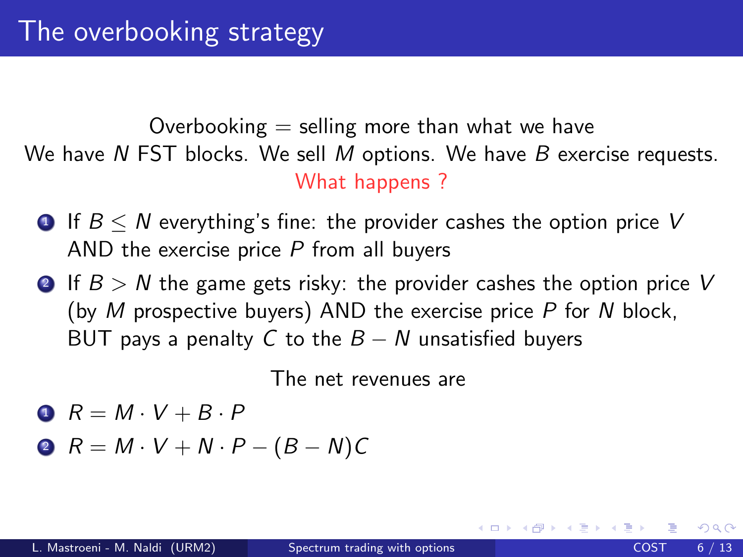# The overbooking strategy

Overbooking = selling more than what we have

We have $N$ FST blocks. We sell $M$ options. We have $B$ exercise requests.

What happens ?

1. If $B \leq N$ everything's fine: the provider cashes the option price $V$ AND the exercise price $P$ from all buyers
2. If $B > N$ the game gets risky: the provider cashes the option price $V$ (by $M$ prospective buyers) AND the exercise price $P$ for $N$ block, BUT pays a penalty $C$ to the $B - N$ unsatisfied buyers

The net revenues are

1. $R = M \cdot V + B \cdot P$
2. $R = M \cdot V + N \cdot P - (B - N)C$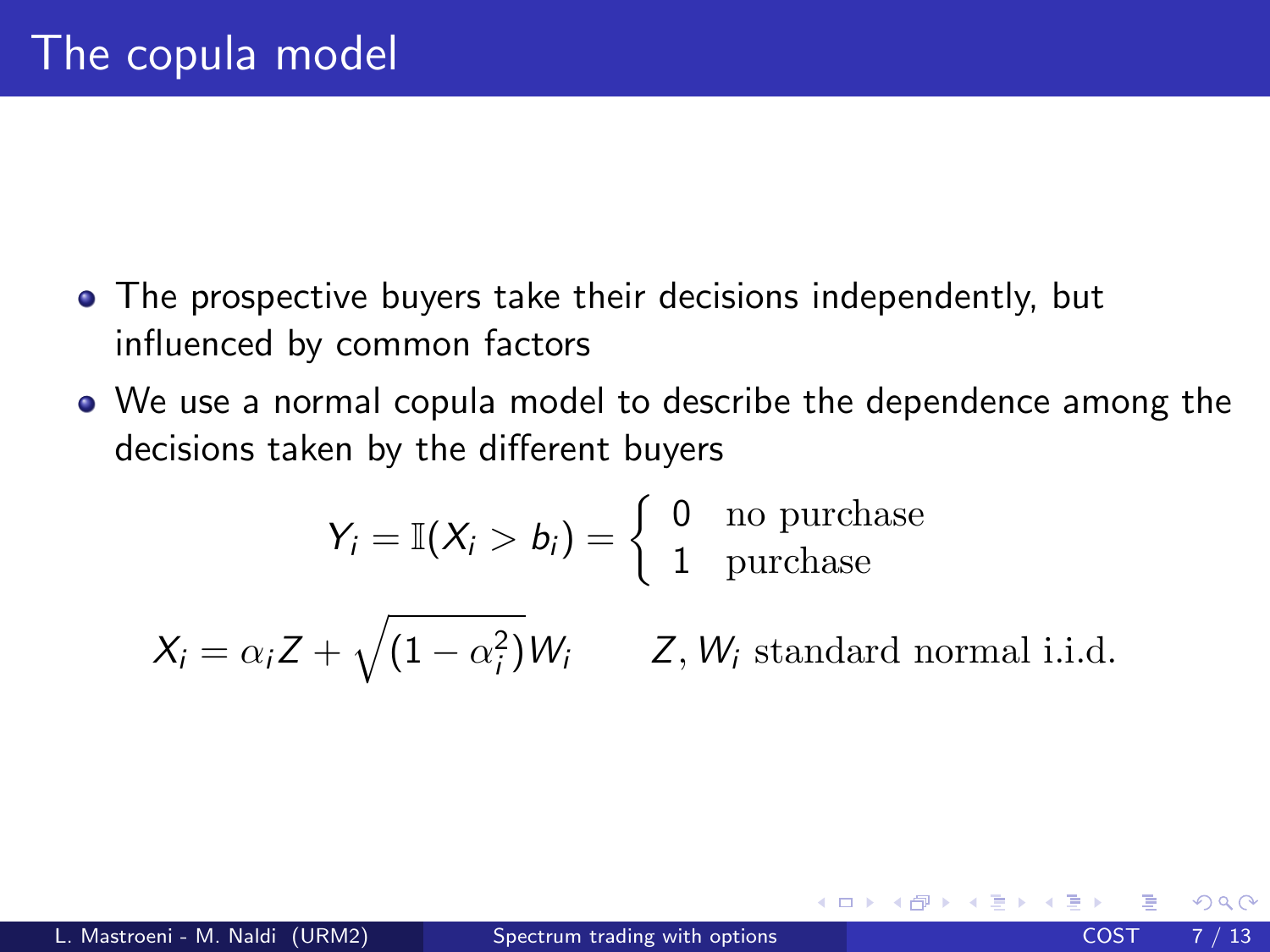# The copula model

- The prospective buyers take their decisions independently, but influenced by common factors
- We use a normal copula model to describe the dependence among the decisions taken by the different buyers

$$Y_i = \mathbb{I}(X_i > b_i) = \begin{cases} 0 & \text{no purchase} \\ 1 & \text{purchase} \end{cases}$$

$$X_i = \alpha_i Z + \sqrt{(1 - \alpha_i^2)} W_i \qquad Z, W_i \text{ standard normal i.i.d.}$$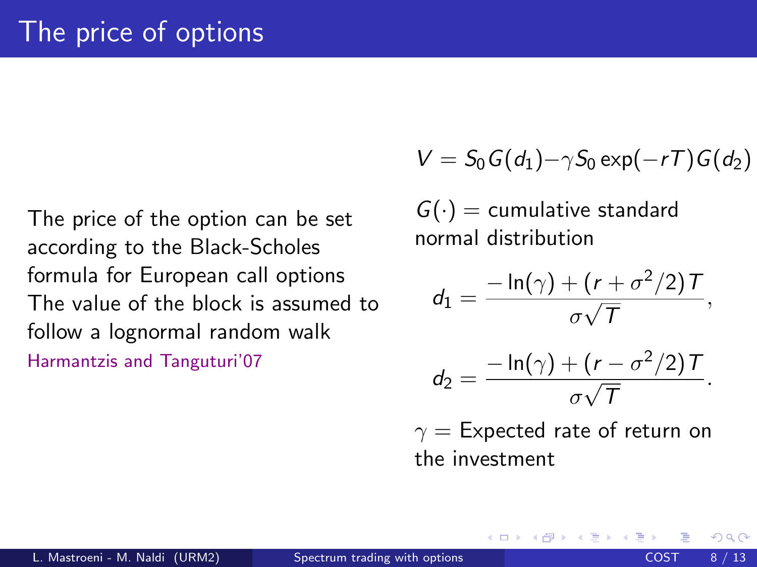# The price of options

The price of the option can be set according to the Black-Scholes formula for European call options
The value of the block is assumed to follow a lognormal random walk
Harmantzis and Tanguturi'07

$$V = S_0 G(d_1) - \gamma S_0 \exp(-rT) G(d_2)$$

$G(\cdot)$ = cumulative standard normal distribution

$$d_1 = \frac{-\ln(\gamma) + (r + \sigma^2/2)T}{\sigma\sqrt{T}},$$

$$d_2 = \frac{-\ln(\gamma) + (r - \sigma^2/2)T}{\sigma\sqrt{T}}.$$

$\gamma$ = Expected rate of return on the investment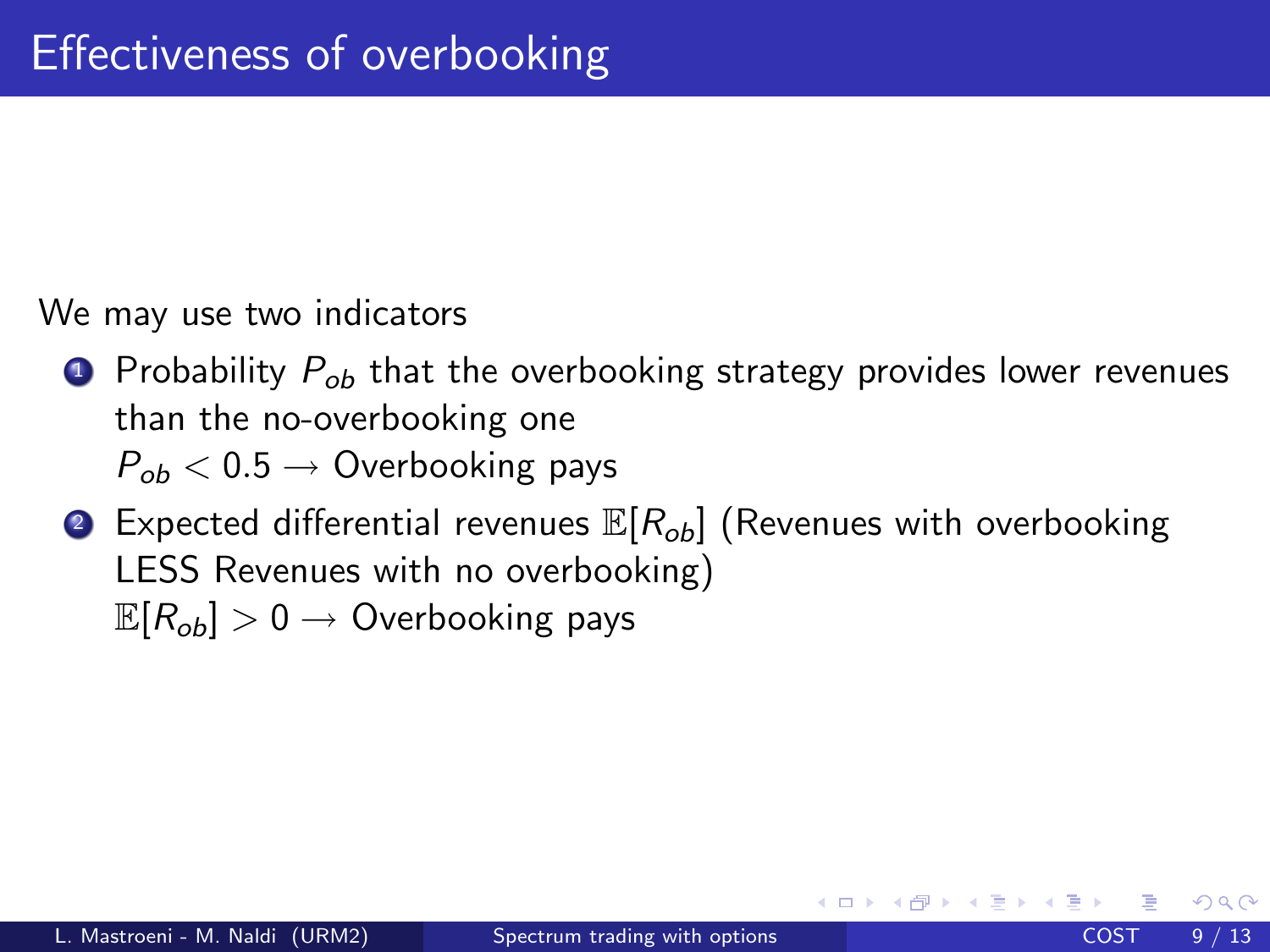# Effectiveness of overbooking

We may use two indicators

1. Probability $P_{ob}$ that the overbooking strategy provides lower revenues than the no-overbooking one
   $P_{ob} < 0.5 \rightarrow$ Overbooking pays
2. Expected differential revenues $\mathbb{E}[R_{ob}]$ (Revenues with overbooking LESS Revenues with no overbooking)
   $\mathbb{E}[R_{ob}] > 0 \rightarrow$ Overbooking pays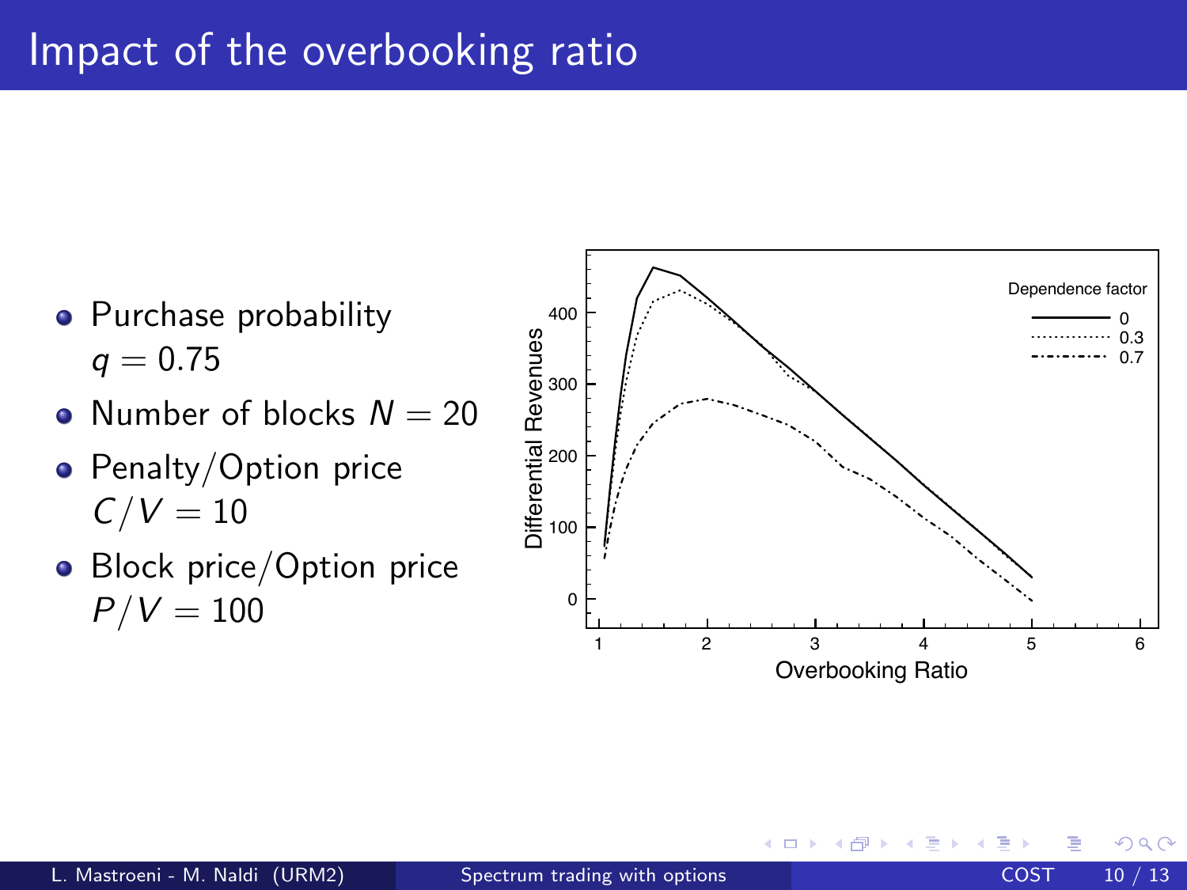# Impact of the overbooking ratio

- Purchase probability $q = 0.75$
- Number of blocks $N = 20$
- Penalty/Option price $C/V = 10$
- Block price/Option price $P/V = 100$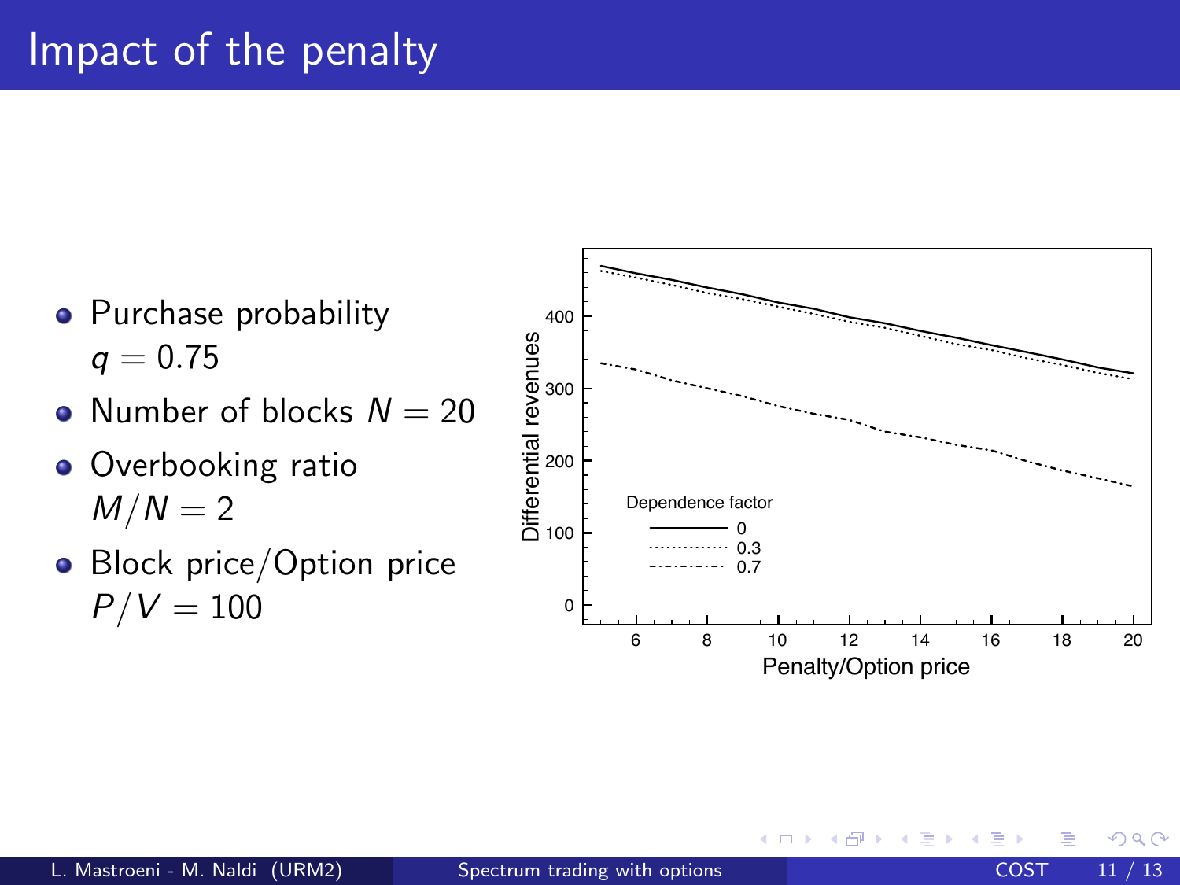# Impact of the penalty

- Purchase probability $q = 0.75$
- Number of blocks $N = 20$
- Overbooking ratio $M/N = 2$
- Block price/Option price $P/V = 100$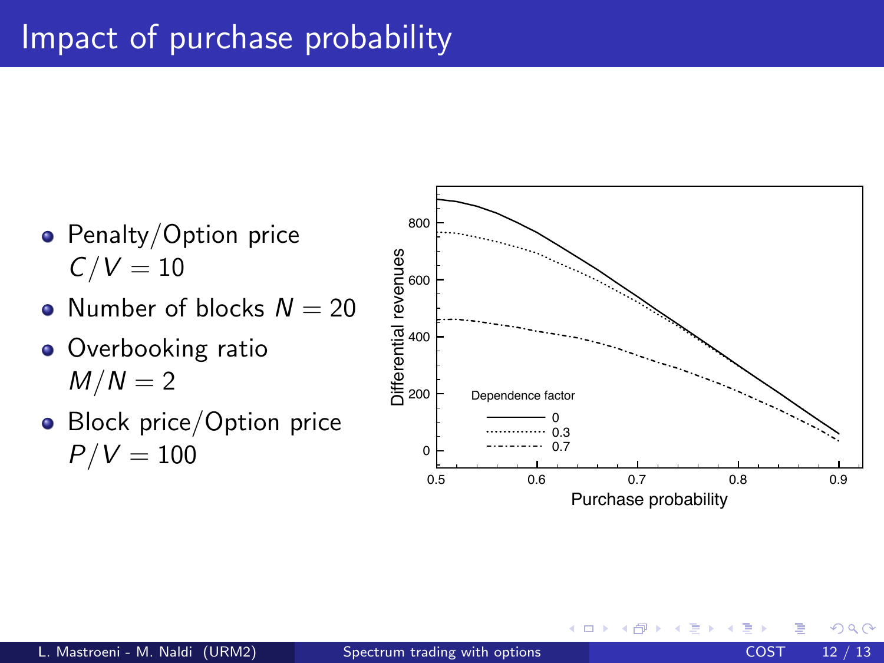# Impact of purchase probability

- Penalty/Option price $C/V = 10$
- Number of blocks $N = 20$
- Overbooking ratio $M/N = 2$
- Block price/Option price $P/V = 100$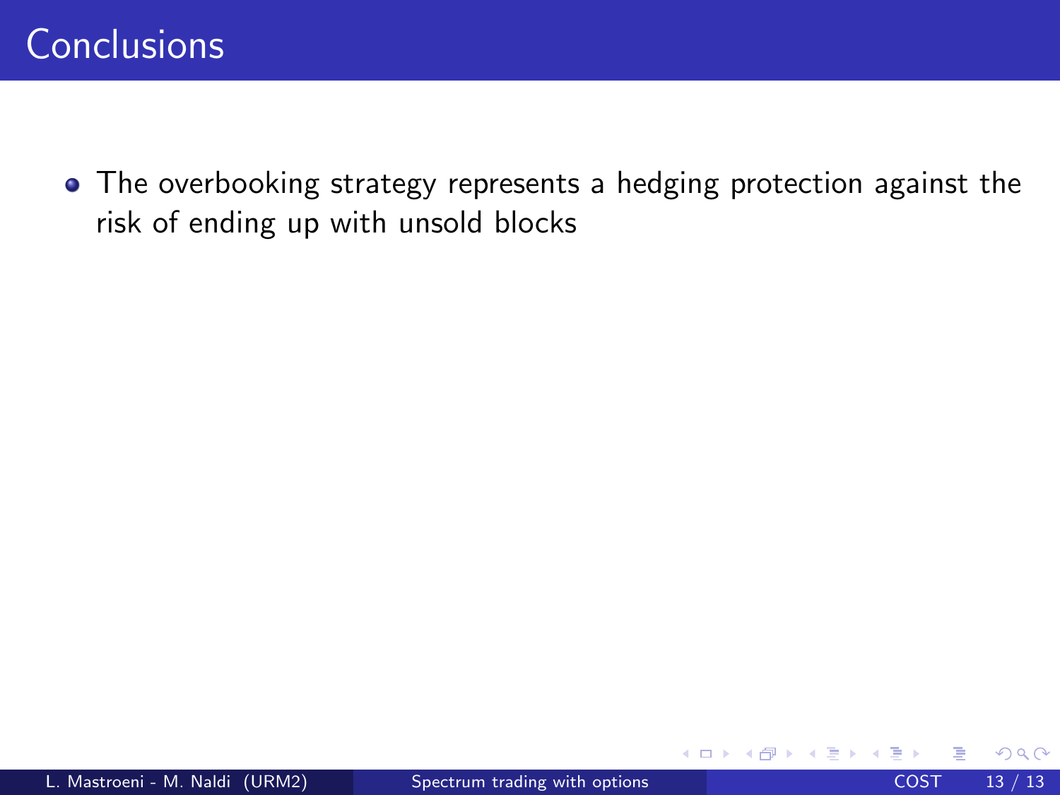# Conclusions

- The overbooking strategy represents a hedging protection against the risk of ending up with unsold blocks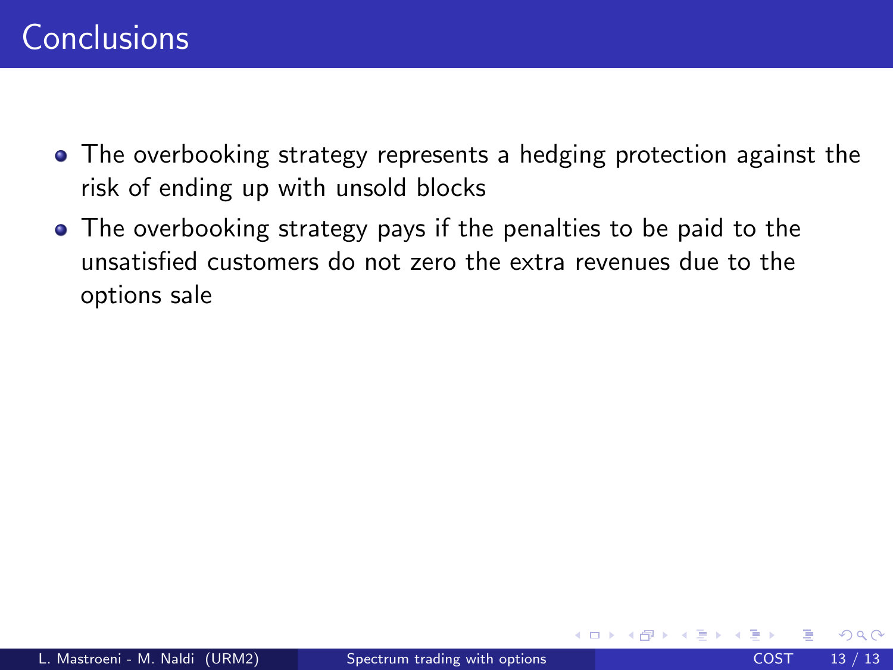# Conclusions

- The overbooking strategy represents a hedging protection against the risk of ending up with unsold blocks
- The overbooking strategy pays if the penalties to be paid to the unsatisfied customers do not zero the extra revenues due to the options sale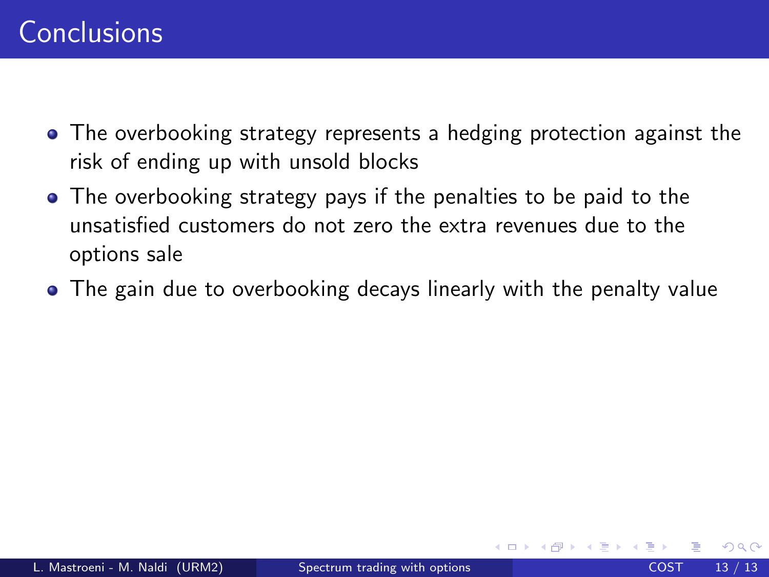# Conclusions

- The overbooking strategy represents a hedging protection against the risk of ending up with unsold blocks
- The overbooking strategy pays if the penalties to be paid to the unsatisfied customers do not zero the extra revenues due to the options sale
- The gain due to overbooking decays linearly with the penalty value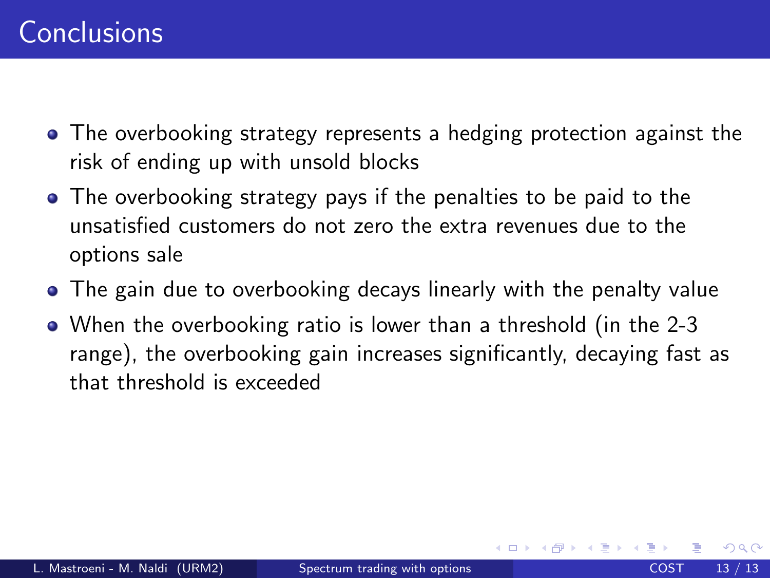# Conclusions

- The overbooking strategy represents a hedging protection against the risk of ending up with unsold blocks
- The overbooking strategy pays if the penalties to be paid to the unsatisfied customers do not zero the extra revenues due to the options sale
- The gain due to overbooking decays linearly with the penalty value
- When the overbooking ratio is lower than a threshold (in the 2-3 range), the overbooking gain increases significantly, decaying fast as that threshold is exceeded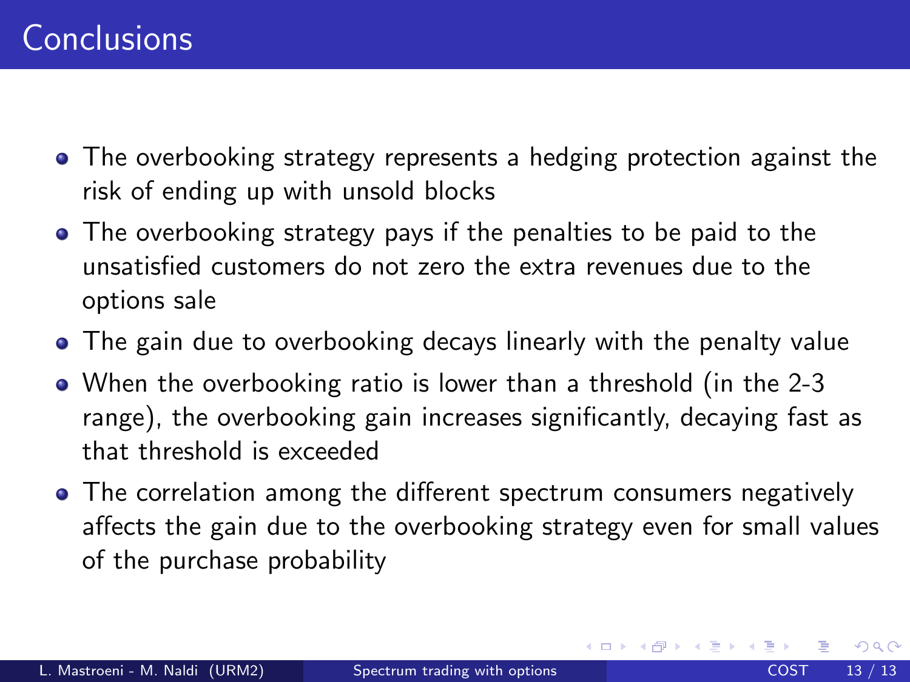# Conclusions

- The overbooking strategy represents a hedging protection against the risk of ending up with unsold blocks
- The overbooking strategy pays if the penalties to be paid to the unsatisfied customers do not zero the extra revenues due to the options sale
- The gain due to overbooking decays linearly with the penalty value
- When the overbooking ratio is lower than a threshold (in the 2-3 range), the overbooking gain increases significantly, decaying fast as that threshold is exceeded
- The correlation among the different spectrum consumers negatively affects the gain due to the overbooking strategy even for small values of the purchase probability